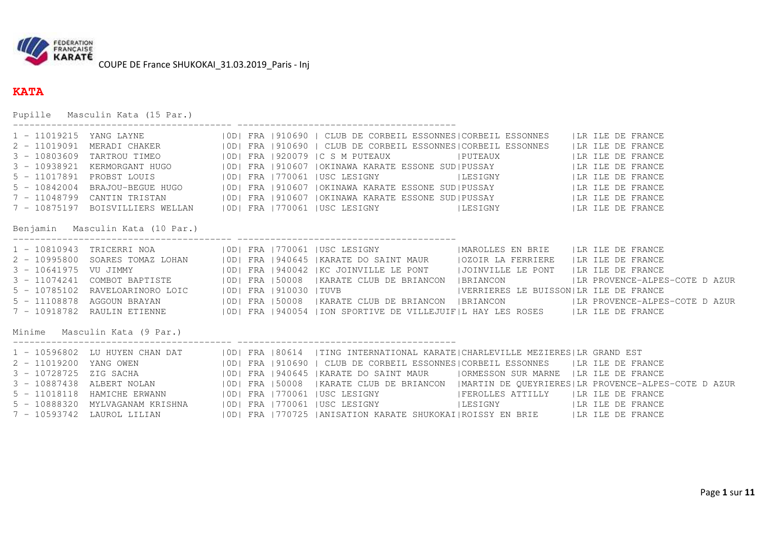COUPE DE France SHUKOKAI_31.03.2019_Paris - Inj

# KATA

## Pupille Masculin Kata (15 Par.)

| Rang | Licence | Nom | | | Code | Club | Ville | Ligue |
|---|---|---|---|---|---|---|---|---|
| 1 | 11019215 | YANG LAYNE | 0D | FRA | 910690 | CLUB DE CORBEIL ESSONNES | CORBEIL ESSONNES | LR ILE DE FRANCE |
| 2 | 11019091 | MERADI CHAKER | 0D | FRA | 910690 | CLUB DE CORBEIL ESSONNES | CORBEIL ESSONNES | LR ILE DE FRANCE |
| 3 | 10803609 | TARTROU TIMEO | 0D | FRA | 920079 | C S M PUTEAUX | PUTEAUX | LR ILE DE FRANCE |
| 3 | 10938921 | KERMORGANT HUGO | 0D | FRA | 910607 | OKINAWA KARATE ESSONE SUD | PUSSAY | LR ILE DE FRANCE |
| 5 | 11017891 | PROBST LOUIS | 0D | FRA | 770061 | USC LESIGNY | LESIGNY | LR ILE DE FRANCE |
| 5 | 10842004 | BRAJOU-BEGUE HUGO | 0D | FRA | 910607 | OKINAWA KARATE ESSONE SUD | PUSSAY | LR ILE DE FRANCE |
| 7 | 11048799 | CANTIN TRISTAN | 0D | FRA | 910607 | OKINAWA KARATE ESSONE SUD | PUSSAY | LR ILE DE FRANCE |
| 7 | 10875197 | BOISVILLIERS WELLAN | 0D | FRA | 770061 | USC LESIGNY | LESIGNY | LR ILE DE FRANCE |

## Benjamin Masculin Kata (10 Par.)

| Rang | Licence | Nom | | | Code | Club | Ville | Ligue |
|---|---|---|---|---|---|---|---|---|
| 1 | 10810943 | TRICERRI NOA | 0D | FRA | 770061 | USC LESIGNY | MAROLLES EN BRIE | LR ILE DE FRANCE |
| 2 | 10995800 | SOARES TOMAZ LOHAN | 0D | FRA | 940645 | KARATE DO SAINT MAUR | OZOIR LA FERRIERE | LR ILE DE FRANCE |
| 3 | 10641975 | VU JIMMY | 0D | FRA | 940042 | KC JOINVILLE LE PONT | JOINVILLE LE PONT | LR ILE DE FRANCE |
| 3 | 11074241 | COMBOT BAPTISTE | 0D | FRA | 50008 | KARATE CLUB DE BRIANCON | BRIANCON | LR PROVENCE-ALPES-COTE D AZUR |
| 5 | 10785102 | RAVELOARINORO LOIC | 0D | FRA | 910030 | TUVB | VERRIERES LE BUISSON | LR ILE DE FRANCE |
| 5 | 11108878 | AGGOUN BRAYAN | 0D | FRA | 50008 | KARATE CLUB DE BRIANCON | BRIANCON | LR PROVENCE-ALPES-COTE D AZUR |
| 7 | 10918782 | RAULIN ETIENNE | 0D | FRA | 940054 | ION SPORTIVE DE VILLEJUIF | L HAY LES ROSES | LR ILE DE FRANCE |

## Minime Masculin Kata (9 Par.)

| Rang | Licence | Nom | | | Code | Club | Ville | Ligue |
|---|---|---|---|---|---|---|---|---|
| 1 | 10596802 | LU HUYEN CHAN DAT | 0D | FRA | 80614 | TING INTERNATIONAL KARATE | CHARLEVILLE MEZIERES | LR GRAND EST |
| 2 | 11019200 | YANG OWEN | 0D | FRA | 910690 | CLUB DE CORBEIL ESSONNES | CORBEIL ESSONNES | LR ILE DE FRANCE |
| 3 | 10728725 | ZIG SACHA | 0D | FRA | 940645 | KARATE DO SAINT MAUR | ORMESSON SUR MARNE | LR ILE DE FRANCE |
| 3 | 10887438 | ALBERT NOLAN | 0D | FRA | 50008 | KARATE CLUB DE BRIANCON | MARTIN DE QUEYRIERES | LR PROVENCE-ALPES-COTE D AZUR |
| 5 | 11018118 | HAMICHE ERWANN | 0D | FRA | 770061 | USC LESIGNY | FEROLLES ATTILLY | LR ILE DE FRANCE |
| 5 | 10888320 | MYLVAGANAM KRISHNA | 0D | FRA | 770061 | USC LESIGNY | LESIGNY | LR ILE DE FRANCE |
| 7 | 10593742 | LAUROL LILIAN | 0D | FRA | 770725 | ANISATION KARATE SHUKOKAI | ROISSY EN BRIE | LR ILE DE FRANCE |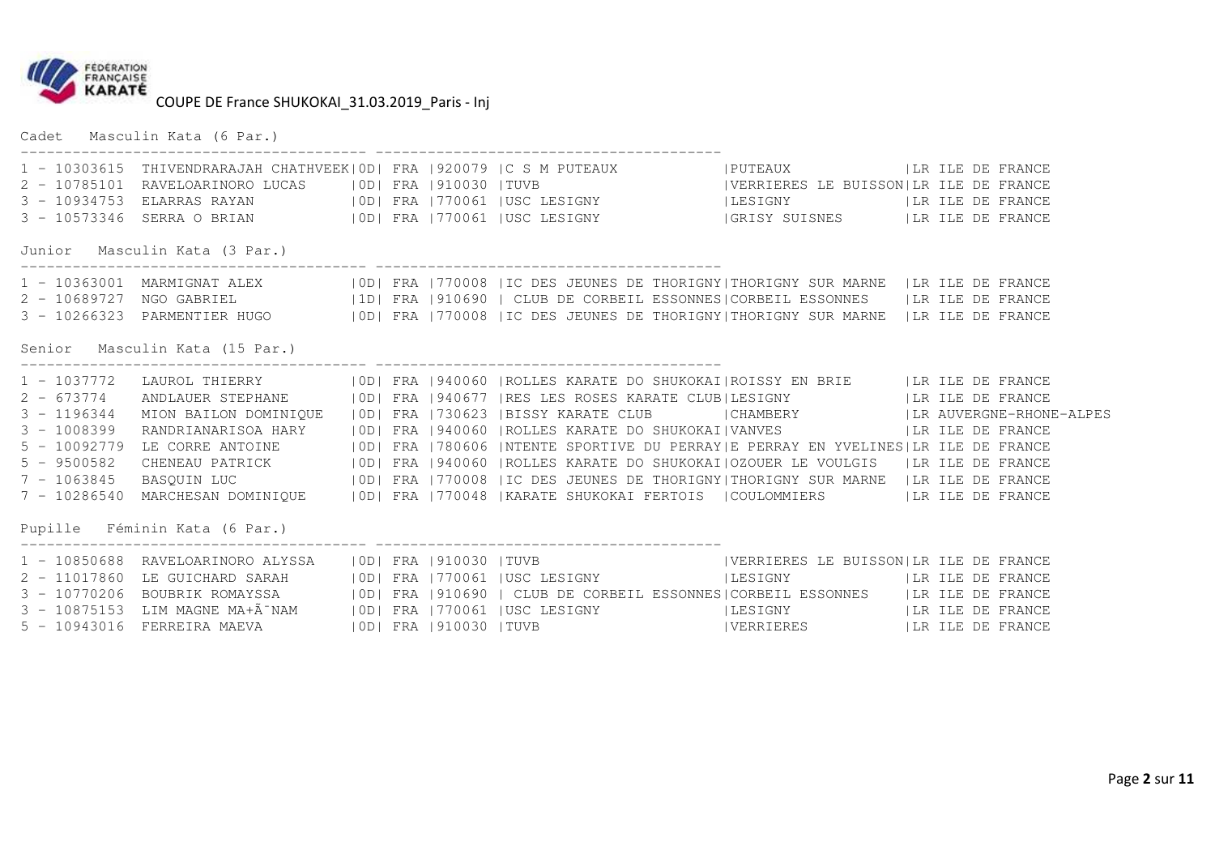# COUPE DE France SHUKOKAI_31.03.2019_Paris - Inj

## Cadet Masculin Kata (6 Par.)

```
1 - 10303615  THIVENDRARAJAH CHATHVEEK|0D| FRA |920079 |C S M PUTEAUX            |PUTEAUX              |LR ILE DE FRANCE
2 - 10785101  RAVELOARINORO LUCAS     |0D| FRA |910030 |TUVB                     |VERRIERES LE BUISSON|LR ILE DE FRANCE
3 - 10934753  ELARRAS RAYAN           |0D| FRA |770061 |USC LESIGNY              |LESIGNY              |LR ILE DE FRANCE
3 - 10573346  SERRA O BRIAN           |0D| FRA |770061 |USC LESIGNY              |GRISY SUISNES        |LR ILE DE FRANCE
```

## Junior Masculin Kata (3 Par.)

```
1 - 10363001  MARMIGNAT ALEX          |0D| FRA |770008 |IC DES JEUNES DE THORIGNY|THORIGNY SUR MARNE  |LR ILE DE FRANCE
2 - 10689727  NGO GABRIEL             |1D| FRA |910690 | CLUB DE CORBEIL ESSONNES|CORBEIL ESSONNES    |LR ILE DE FRANCE
3 - 10266323  PARMENTIER HUGO         |0D| FRA |770008 |IC DES JEUNES DE THORIGNY|THORIGNY SUR MARNE  |LR ILE DE FRANCE
```

## Senior Masculin Kata (15 Par.)

```
1 - 1037772   LAUROL THIERRY          |0D| FRA |940060 |ROLLES KARATE DO SHUKOKAI|ROISSY EN BRIE      |LR ILE DE FRANCE
2 - 673774    ANDLAUER STEPHANE       |0D| FRA |940677 |RES LES ROSES KARATE CLUB|LESIGNY             |LR ILE DE FRANCE
3 - 1196344   MION BAILON DOMINIQUE   |0D| FRA |730623 |BISSY KARATE CLUB        |CHAMBERY            |LR AUVERGNE-RHONE-ALPES
3 - 1008399   RANDRIANARISOA HARY     |0D| FRA |940060 |ROLLES KARATE DO SHUKOKAI|VANVES              |LR ILE DE FRANCE
5 - 10092779  LE CORRE ANTOINE        |0D| FRA |780606 |NTENTE SPORTIVE DU PERRAY|E PERRAY EN YVELINES|LR ILE DE FRANCE
5 - 9500582   CHENEAU PATRICK         |0D| FRA |940060 |ROLLES KARATE DO SHUKOKAI|OZOUER LE VOULGIS   |LR ILE DE FRANCE
7 - 1063845   BASQUIN LUC             |0D| FRA |770008 |IC DES JEUNES DE THORIGNY|THORIGNY SUR MARNE  |LR ILE DE FRANCE
7 - 10286540  MARCHESAN DOMINIQUE     |0D| FRA |770048 |KARATE SHUKOKAI FERTOIS  |COULOMMIERS         |LR ILE DE FRANCE
```

## Pupille Féminin Kata (6 Par.)

```
1 - 10850688  RAVELOARINORO ALYSSA    |0D| FRA |910030 |TUVB                     |VERRIERES LE BUISSON|LR ILE DE FRANCE
2 - 11017860  LE GUICHARD SARAH       |0D| FRA |770061 |USC LESIGNY              |LESIGNY             |LR ILE DE FRANCE
3 - 10770206  BOUBRIK ROMAYSSA        |0D| FRA |910690 | CLUB DE CORBEIL ESSONNES|CORBEIL ESSONNES    |LR ILE DE FRANCE
3 - 10875153  LIM MAGNE MA+Ã¯NAM      |0D| FRA |770061 |USC LESIGNY              |LESIGNY             |LR ILE DE FRANCE
5 - 10943016  FERREIRA MAEVA          |0D| FRA |910030 |TUVB                     |VERRIERES           |LR ILE DE FRANCE
```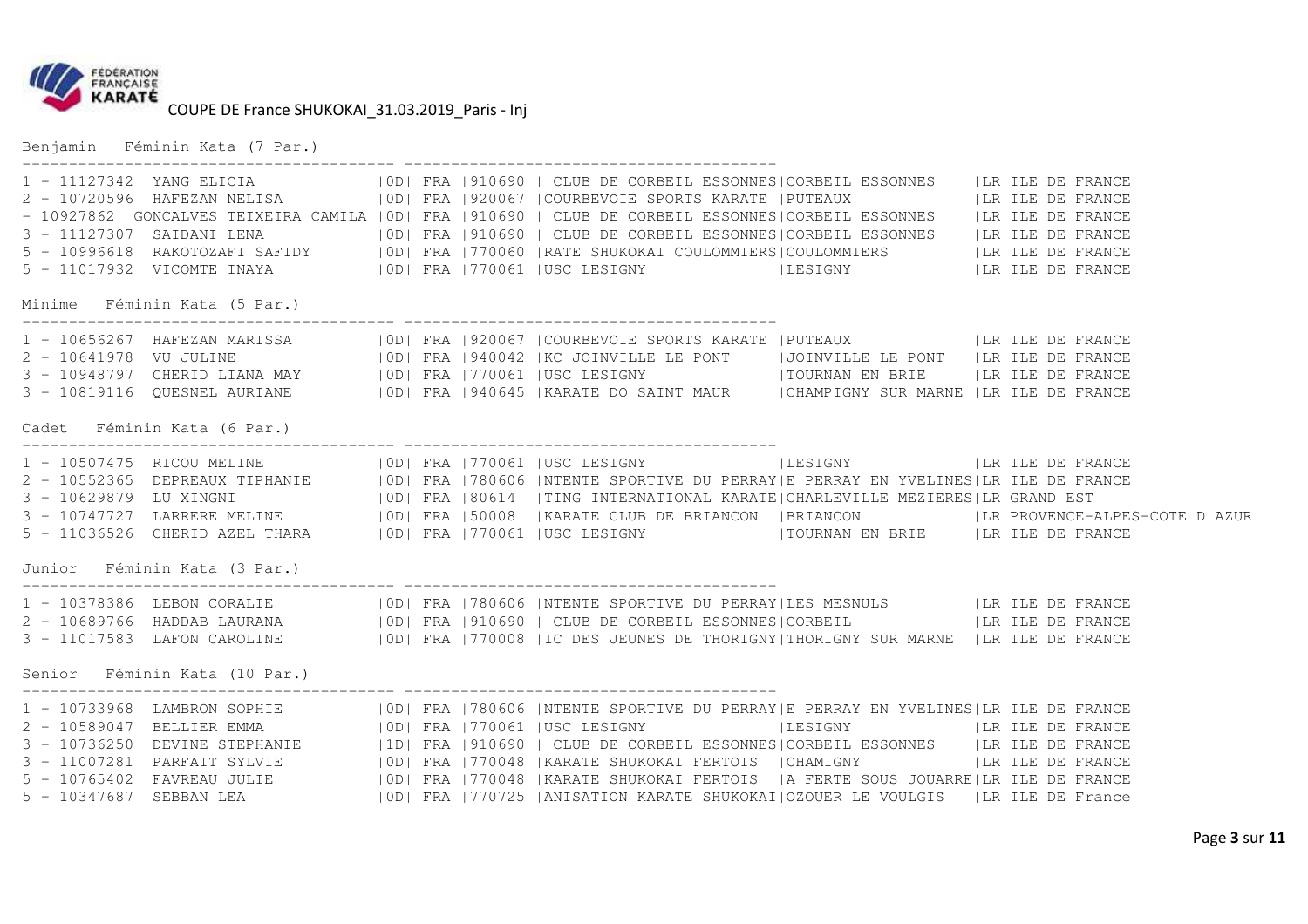# COUPE DE France SHUKOKAI_31.03.2019_Paris - Inj

## Benjamin Féminin Kata (7 Par.)

```
1 - 11127342  YANG ELICIA                   |0D| FRA |910690 | CLUB DE CORBEIL ESSONNES|CORBEIL ESSONNES     |LR ILE DE FRANCE
2 - 10720596  HAFEZAN NELISA                |0D| FRA |920067 |COURBEVOIE SPORTS KARATE |PUTEAUX              |LR ILE DE FRANCE
- 10927862  GONCALVES TEIXEIRA CAMILA       |0D| FRA |910690 | CLUB DE CORBEIL ESSONNES|CORBEIL ESSONNES     |LR ILE DE FRANCE
3 - 11127307  SAIDANI LENA                  |0D| FRA |910690 | CLUB DE CORBEIL ESSONNES|CORBEIL ESSONNES     |LR ILE DE FRANCE
5 - 10996618  RAKOTOZAFI SAFIDY             |0D| FRA |770060 |RATE SHUKOKAI COULOMMIERS|COULOMMIERS          |LR ILE DE FRANCE
5 - 11017932  VICOMTE INAYA                 |0D| FRA |770061 |USC LESIGNY              |LESIGNY              |LR ILE DE FRANCE
```

## Minime Féminin Kata (5 Par.)

```
1 - 10656267  HAFEZAN MARISSA               |0D| FRA |920067 |COURBEVOIE SPORTS KARATE |PUTEAUX              |LR ILE DE FRANCE
2 - 10641978  VU JULINE                     |0D| FRA |940042 |KC JOINVILLE LE PONT     |JOINVILLE LE PONT    |LR ILE DE FRANCE
3 - 10948797  CHERID LIANA MAY              |0D| FRA |770061 |USC LESIGNY              |TOURNAN EN BRIE      |LR ILE DE FRANCE
3 - 10819116  QUESNEL AURIANE               |0D| FRA |940645 |KARATE DO SAINT MAUR     |CHAMPIGNY SUR MARNE  |LR ILE DE FRANCE
```

## Cadet Féminin Kata (6 Par.)

```
1 - 10507475  RICOU MELINE                  |0D| FRA |770061 |USC LESIGNY              |LESIGNY              |LR ILE DE FRANCE
2 - 10552365  DEPREAUX TIPHANIE             |0D| FRA |780606 |NTENTE SPORTIVE DU PERRAY|E PERRAY EN YVELINES|LR ILE DE FRANCE
3 - 10629879  LU XINGNI                     |0D| FRA |80614  |TING INTERNATIONAL KARATE|CHARLEVILLE MEZIERES|LR GRAND EST
3 - 10747727  LARRERE MELINE                |0D| FRA |50008  |KARATE CLUB DE BRIANCON  |BRIANCON             |LR PROVENCE-ALPES-COTE D AZUR
5 - 11036526  CHERID AZEL THARA             |0D| FRA |770061 |USC LESIGNY              |TOURNAN EN BRIE      |LR ILE DE FRANCE
```

## Junior Féminin Kata (3 Par.)

```
1 - 10378386  LEBON CORALIE                 |0D| FRA |780606 |NTENTE SPORTIVE DU PERRAY|LES MESNULS          |LR ILE DE FRANCE
2 - 10689766  HADDAB LAURANA                |0D| FRA |910690 | CLUB DE CORBEIL ESSONNES|CORBEIL              |LR ILE DE FRANCE
3 - 11017583  LAFON CAROLINE                |0D| FRA |770008 |IC DES JEUNES DE THORIGNY|THORIGNY SUR MARNE   |LR ILE DE FRANCE
```

## Senior Féminin Kata (10 Par.)

```
1 - 10733968  LAMBRON SOPHIE                |0D| FRA |780606 |NTENTE SPORTIVE DU PERRAY|E PERRAY EN YVELINES|LR ILE DE FRANCE
2 - 10589047  BELLIER EMMA                  |0D| FRA |770061 |USC LESIGNY              |LESIGNY              |LR ILE DE FRANCE
3 - 10736250  DEVINE STEPHANIE              |1D| FRA |910690 | CLUB DE CORBEIL ESSONNES|CORBEIL ESSONNES     |LR ILE DE FRANCE
3 - 11007281  PARFAIT SYLVIE                |0D| FRA |770048 |KARATE SHUKOKAI FERTOIS  |CHAMIGNY             |LR ILE DE FRANCE
5 - 10765402  FAVREAU JULIE                 |0D| FRA |770048 |KARATE SHUKOKAI FERTOIS  |A FERTE SOUS JOUARRE|LR ILE DE FRANCE
5 - 10347687  SEBBAN LEA                    |0D| FRA |770725 |ANISATION KARATE SHUKOKAI|OZOUER LE VOULGIS    |LR ILE DE France
```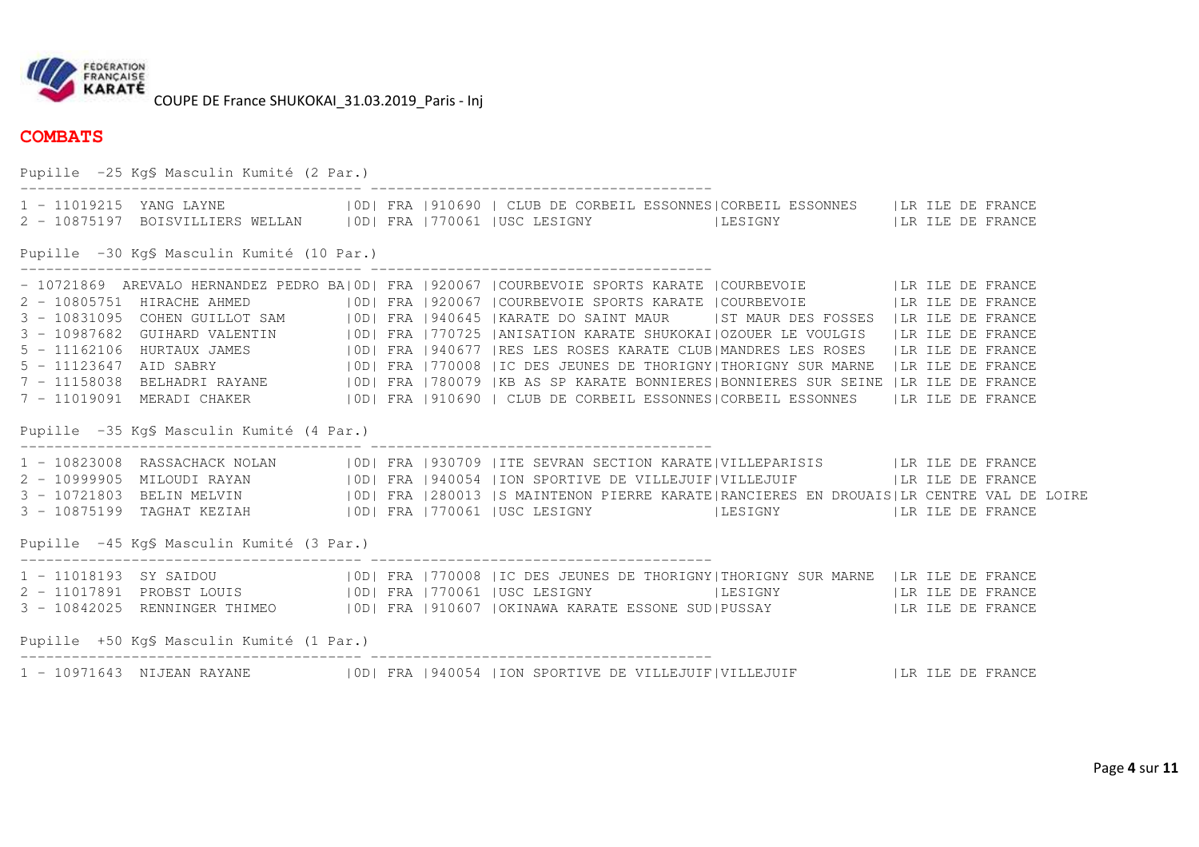COUPE DE France SHUKOKAI_31.03.2019_Paris - Inj

## COMBATS

Pupille -25 Kg§ Masculin Kumité (2 Par.)

```
1 - 11019215  YANG LAYNE              |0D| FRA |910690 | CLUB DE CORBEIL ESSONNES|CORBEIL ESSONNES    |LR ILE DE FRANCE
2 - 10875197  BOISVILLIERS WELLAN     |0D| FRA |770061 |USC LESIGNY              |LESIGNY             |LR ILE DE FRANCE
```

Pupille -30 Kg§ Masculin Kumité (10 Par.)

```
- 10721869  AREVALO HERNANDEZ PEDRO BA|0D| FRA |920067 |COURBEVOIE SPORTS KARATE |COURBEVOIE          |LR ILE DE FRANCE
2 - 10805751  HIRACHE AHMED           |0D| FRA |920067 |COURBEVOIE SPORTS KARATE |COURBEVOIE          |LR ILE DE FRANCE
3 - 10831095  COHEN GUILLOT SAM       |0D| FRA |940645 |KARATE DO SAINT MAUR     |ST MAUR DES FOSSES  |LR ILE DE FRANCE
3 - 10987682  GUIHARD VALENTIN        |0D| FRA |770725 |ANISATION KARATE SHUKOKAI|OZOUER LE VOULGIS   |LR ILE DE FRANCE
5 - 11162106  HURTAUX JAMES           |0D| FRA |940677 |RES LES ROSES KARATE CLUB|MANDRES LES ROSES   |LR ILE DE FRANCE
5 - 11123647  AID SABRY               |0D| FRA |770008 |IC DES JEUNES DE THORIGNY|THORIGNY SUR MARNE  |LR ILE DE FRANCE
7 - 11158038  BELHADRI RAYANE         |0D| FRA |780079 |KB AS SP KARATE BONNIERES|BONNIERES SUR SEINE |LR ILE DE FRANCE
7 - 11019091  MERADI CHAKER           |0D| FRA |910690 | CLUB DE CORBEIL ESSONNES|CORBEIL ESSONNES    |LR ILE DE FRANCE
```

Pupille -35 Kg§ Masculin Kumité (4 Par.)

```
1 - 10823008  RASSACHACK NOLAN        |0D| FRA |930709 |ITE SEVRAN SECTION KARATE|VILLEPARISIS        |LR ILE DE FRANCE
2 - 10999905  MILOUDI RAYAN           |0D| FRA |940054 |ION SPORTIVE DE VILLEJUIF|VILLEJUIF           |LR ILE DE FRANCE
3 - 10721803  BELIN MELVIN            |0D| FRA |280013 |S MAINTENON PIERRE KARATE|RANCIERES EN DROUAIS|LR CENTRE VAL DE LOIRE
3 - 10875199  TAGHAT KEZIAH           |0D| FRA |770061 |USC LESIGNY              |LESIGNY             |LR ILE DE FRANCE
```

Pupille -45 Kg§ Masculin Kumité (3 Par.)

```
1 - 11018193  SY SAIDOU               |0D| FRA |770008 |IC DES JEUNES DE THORIGNY|THORIGNY SUR MARNE  |LR ILE DE FRANCE
2 - 11017891  PROBST LOUIS            |0D| FRA |770061 |USC LESIGNY              |LESIGNY             |LR ILE DE FRANCE
3 - 10842025  RENNINGER THIMEO        |0D| FRA |910607 |OKINAWA KARATE ESSONE SUD|PUSSAY              |LR ILE DE FRANCE
```

Pupille +50 Kg§ Masculin Kumité (1 Par.)

```
1 - 10971643  NIJEAN RAYANE           |0D| FRA |940054 |ION SPORTIVE DE VILLEJUIF|VILLEJUIF           |LR ILE DE FRANCE
```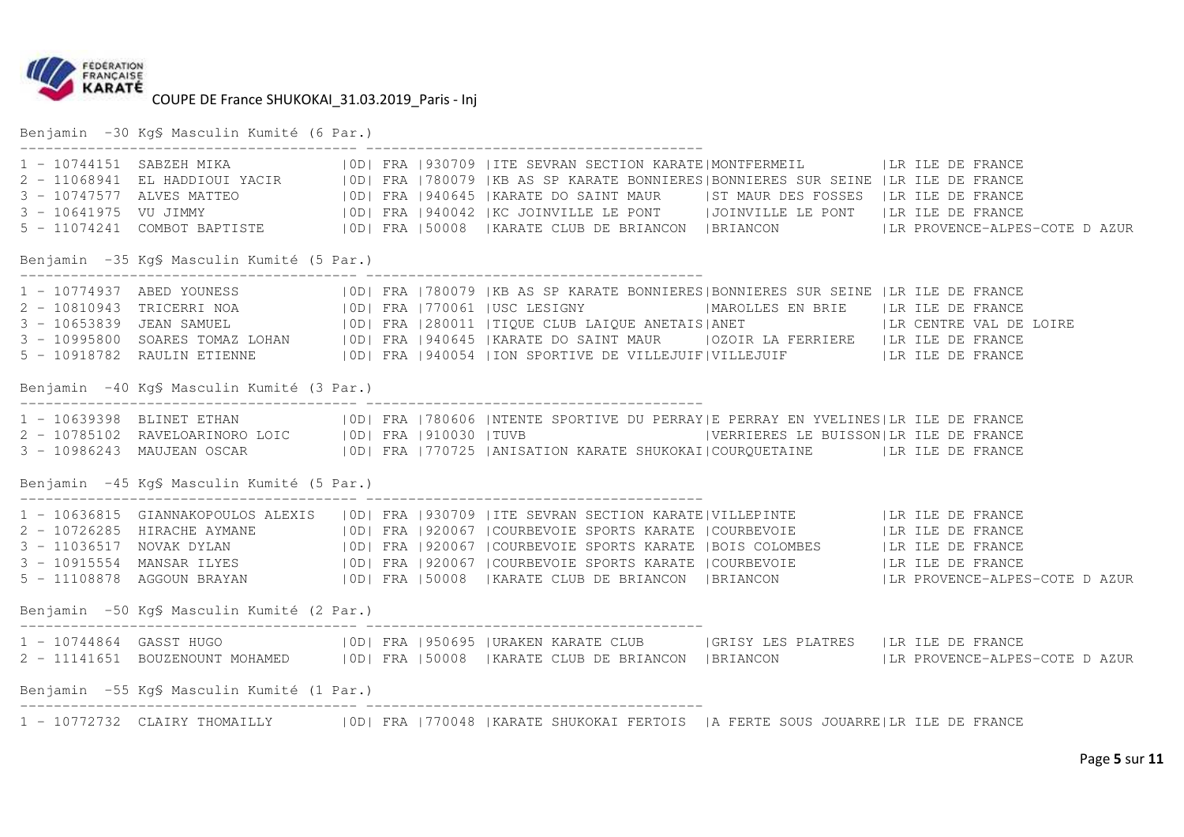COUPE DE France SHUKOKAI_31.03.2019_Paris - Inj

Benjamin -30 Kg§ Masculin Kumité (6 Par.)

```
1 - 10744151  SABZEH MIKA              |0D| FRA |930709 |ITE SEVRAN SECTION KARATE|MONTFERMEIL         |LR ILE DE FRANCE
2 - 11068941  EL HADDIOUI YACIR        |0D| FRA |780079 |KB AS SP KARATE BONNIERES|BONNIERES SUR SEINE |LR ILE DE FRANCE
3 - 10747577  ALVES MATTEO             |0D| FRA |940645 |KARATE DO SAINT MAUR     |ST MAUR DES FOSSES  |LR ILE DE FRANCE
3 - 10641975  VU JIMMY                 |0D| FRA |940042 |KC JOINVILLE LE PONT     |JOINVILLE LE PONT   |LR ILE DE FRANCE
5 - 11074241  COMBOT BAPTISTE          |0D| FRA |50008  |KARATE CLUB DE BRIANCON  |BRIANCON            |LR PROVENCE-ALPES-COTE D AZUR
```

Benjamin -35 Kg§ Masculin Kumité (5 Par.)

```
1 - 10774937  ABED YOUNESS             |0D| FRA |780079 |KB AS SP KARATE BONNIERES|BONNIERES SUR SEINE |LR ILE DE FRANCE
2 - 10810943  TRICERRI NOA             |0D| FRA |770061 |USC LESIGNY              |MAROLLES EN BRIE    |LR ILE DE FRANCE
3 - 10653839  JEAN SAMUEL              |0D| FRA |280011 |TIQUE CLUB LAIQUE ANETAIS|ANET                |LR CENTRE VAL DE LOIRE
3 - 10995800  SOARES TOMAZ LOHAN       |0D| FRA |940645 |KARATE DO SAINT MAUR     |OZOIR LA FERRIERE   |LR ILE DE FRANCE
5 - 10918782  RAULIN ETIENNE           |0D| FRA |940054 |ION SPORTIVE DE VILLEJUIF|VILLEJUIF           |LR ILE DE FRANCE
```

Benjamin -40 Kg§ Masculin Kumité (3 Par.)

```
1 - 10639398  BLINET ETHAN             |0D| FRA |780606 |NTENTE SPORTIVE DU PERRAY|E PERRAY EN YVELINES|LR ILE DE FRANCE
2 - 10785102  RAVELOARINORO LOIC       |0D| FRA |910030 |TUVB                     |VERRIERES LE BUISSON|LR ILE DE FRANCE
3 - 10986243  MAUJEAN OSCAR            |0D| FRA |770725 |ANISATION KARATE SHUKOKAI|COURQUETAINE        |LR ILE DE FRANCE
```

Benjamin -45 Kg§ Masculin Kumité (5 Par.)

```
1 - 10636815  GIANNAKOPOULOS ALEXIS    |0D| FRA |930709 |ITE SEVRAN SECTION KARATE|VILLEPINTE          |LR ILE DE FRANCE
2 - 10726285  HIRACHE AYMANE           |0D| FRA |920067 |COURBEVOIE SPORTS KARATE |COURBEVOIE          |LR ILE DE FRANCE
3 - 11036517  NOVAK DYLAN              |0D| FRA |920067 |COURBEVOIE SPORTS KARATE |BOIS COLOMBES       |LR ILE DE FRANCE
3 - 10915554  MANSAR ILYES             |0D| FRA |920067 |COURBEVOIE SPORTS KARATE |COURBEVOIE          |LR ILE DE FRANCE
5 - 11108878  AGGOUN BRAYAN            |0D| FRA |50008  |KARATE CLUB DE BRIANCON  |BRIANCON            |LR PROVENCE-ALPES-COTE D AZUR
```

Benjamin -50 Kg§ Masculin Kumité (2 Par.)

```
1 - 10744864  GASST HUGO               |0D| FRA |950695 |URAKEN KARATE CLUB       |GRISY LES PLATRES   |LR ILE DE FRANCE
2 - 11141651  BOUZENOUNT MOHAMED       |0D| FRA |50008  |KARATE CLUB DE BRIANCON  |BRIANCON            |LR PROVENCE-ALPES-COTE D AZUR
```

Benjamin -55 Kg§ Masculin Kumité (1 Par.)

```
1 - 10772732  CLAIRY THOMAILLY         |0D| FRA |770048 |KARATE SHUKOKAI FERTOIS  |A FERTE SOUS JOUARRE|LR ILE DE FRANCE
```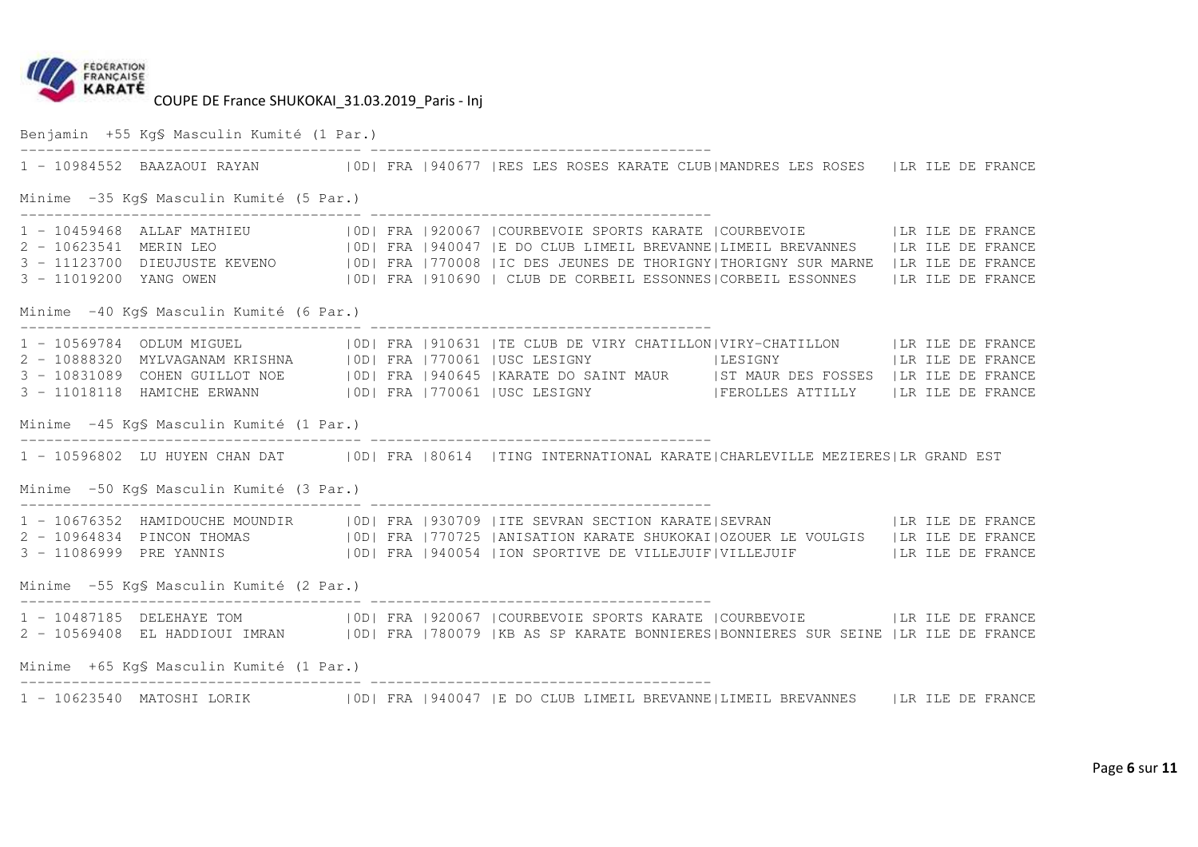COUPE DE France SHUKOKAI_31.03.2019_Paris - Inj

Benjamin +55 Kg§ Masculin Kumité (1 Par.)

```
----------------------------------------- ----------------------------------------
1 - 10984552  BAAZAOUI RAYAN          |0D| FRA |940677 |RES LES ROSES KARATE CLUB|MANDRES LES ROSES   |LR ILE DE FRANCE
```

Minime -35 Kg§ Masculin Kumité (5 Par.)

```
----------------------------------------- ----------------------------------------
1 - 10459468  ALLAF MATHIEU           |0D| FRA |920067 |COURBEVOIE SPORTS KARATE |COURBEVOIE          |LR ILE DE FRANCE
2 - 10623541  MERIN LEO               |0D| FRA |940047 |E DO CLUB LIMEIL BREVANNE|LIMEIL BREVANNES    |LR ILE DE FRANCE
3 - 11123700  DIEUJUSTE KEVENO        |0D| FRA |770008 |IC DES JEUNES DE THORIGNY|THORIGNY SUR MARNE  |LR ILE DE FRANCE
3 - 11019200  YANG OWEN               |0D| FRA |910690 | CLUB DE CORBEIL ESSONNES|CORBEIL ESSONNES    |LR ILE DE FRANCE
```

Minime -40 Kg§ Masculin Kumité (6 Par.)

```
----------------------------------------- ----------------------------------------
1 - 10569784  ODLUM MIGUEL            |0D| FRA |910631 |TE CLUB DE VIRY CHATILLON|VIRY-CHATILLON      |LR ILE DE FRANCE
2 - 10888320  MYLVAGANAM KRISHNA      |0D| FRA |770061 |USC LESIGNY              |LESIGNY             |LR ILE DE FRANCE
3 - 10831089  COHEN GUILLOT NOE       |0D| FRA |940645 |KARATE DO SAINT MAUR     |ST MAUR DES FOSSES  |LR ILE DE FRANCE
3 - 11018118  HAMICHE ERWANN          |0D| FRA |770061 |USC LESIGNY              |FEROLLES ATTILLY    |LR ILE DE FRANCE
```

Minime -45 Kg§ Masculin Kumité (1 Par.)

```
----------------------------------------- ----------------------------------------
1 - 10596802  LU HUYEN CHAN DAT       |0D| FRA |80614  |TING INTERNATIONAL KARATE|CHARLEVILLE MEZIERES|LR GRAND EST
```

Minime -50 Kg§ Masculin Kumité (3 Par.)

```
----------------------------------------- ----------------------------------------
1 - 10676352  HAMIDOUCHE MOUNDIR      |0D| FRA |930709 |ITE SEVRAN SECTION KARATE|SEVRAN              |LR ILE DE FRANCE
2 - 10964834  PINCON THOMAS           |0D| FRA |770725 |ANISATION KARATE SHUKOKAI|OZOUER LE VOULGIS   |LR ILE DE FRANCE
3 - 11086999  PRE YANNIS              |0D| FRA |940054 |ION SPORTIVE DE VILLEJUIF|VILLEJUIF           |LR ILE DE FRANCE
```

Minime -55 Kg§ Masculin Kumité (2 Par.)

```
----------------------------------------- ----------------------------------------
1 - 10487185  DELEHAYE TOM            |0D| FRA |920067 |COURBEVOIE SPORTS KARATE |COURBEVOIE          |LR ILE DE FRANCE
2 - 10569408  EL HADDIOUI IMRAN       |0D| FRA |780079 |KB AS SP KARATE BONNIERES|BONNIERES SUR SEINE |LR ILE DE FRANCE
```

Minime +65 Kg§ Masculin Kumité (1 Par.)

```
----------------------------------------- ----------------------------------------
1 - 10623540  MATOSHI LORIK           |0D| FRA |940047 |E DO CLUB LIMEIL BREVANNE|LIMEIL BREVANNES    |LR ILE DE FRANCE
```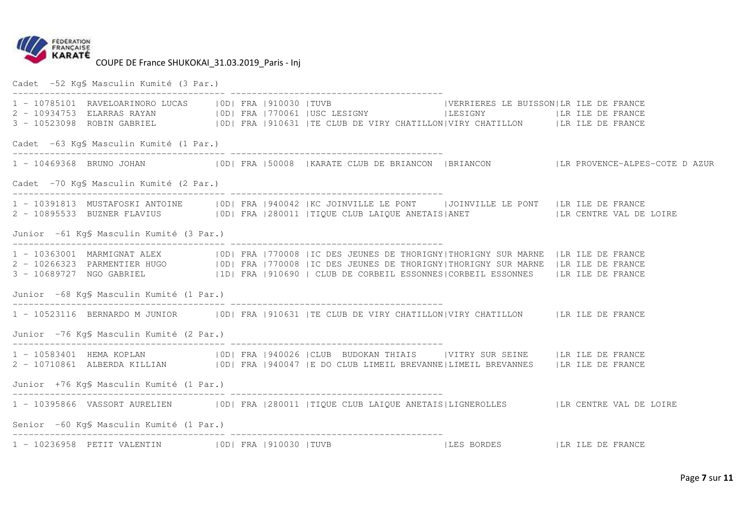COUPE DE France SHUKOKAI_31.03.2019_Paris - Inj

Cadet -52 Kg§ Masculin Kumité (3 Par.)

```
1 - 10785101  RAVELOARINORO LUCAS     |0D| FRA |910030 |TUVB                        |VERRIERES LE BUISSON|LR ILE DE FRANCE
2 - 10934753  ELARRAS RAYAN           |0D| FRA |770061 |USC LESIGNY                 |LESIGNY             |LR ILE DE FRANCE
3 - 10523098  ROBIN GABRIEL           |0D| FRA |910631 |TE CLUB DE VIRY CHATILLON|VIRY CHATILLON      |LR ILE DE FRANCE
```

Cadet -63 Kg§ Masculin Kumité (1 Par.)

```
1 - 10469368  BRUNO JOHAN             |0D| FRA |50008  |KARATE CLUB DE BRIANCON  |BRIANCON            |LR PROVENCE-ALPES-COTE D AZUR
```

Cadet -70 Kg§ Masculin Kumité (2 Par.)

```
1 - 10391813  MUSTAFOSKI ANTOINE      |0D| FRA |940042 |KC JOINVILLE LE PONT     |JOINVILLE LE PONT   |LR ILE DE FRANCE
2 - 10895533  BUZNER FLAVIUS          |0D| FRA |280011 |TIQUE CLUB LAIQUE ANETAIS|ANET                |LR CENTRE VAL DE LOIRE
```

Junior -61 Kg§ Masculin Kumité (3 Par.)

```
1 - 10363001  MARMIGNAT ALEX          |0D| FRA |770008 |IC DES JEUNES DE THORIGNY|THORIGNY SUR MARNE  |LR ILE DE FRANCE
2 - 10266323  PARMENTIER HUGO         |0D| FRA |770008 |IC DES JEUNES DE THORIGNY|THORIGNY SUR MARNE  |LR ILE DE FRANCE
3 - 10689727  NGO GABRIEL             |1D| FRA |910690 | CLUB DE CORBEIL ESSONNES|CORBEIL ESSONNES    |LR ILE DE FRANCE
```

Junior -68 Kg§ Masculin Kumité (1 Par.)

```
1 - 10523116  BERNARDO M JUNIOR       |0D| FRA |910631 |TE CLUB DE VIRY CHATILLON|VIRY CHATILLON      |LR ILE DE FRANCE
```

Junior -76 Kg§ Masculin Kumité (2 Par.)

```
1 - 10583401  HEMA KOPLAN             |0D| FRA |940026 |CLUB  BUDOKAN THIAIS     |VITRY SUR SEINE     |LR ILE DE FRANCE
2 - 10710861  ALBERDA KILLIAN         |0D| FRA |940047 |E DO CLUB LIMEIL BREVANNE|LIMEIL BREVANNES    |LR ILE DE FRANCE
```

Junior +76 Kg§ Masculin Kumité (1 Par.)

```
1 - 10395866  VASSORT AURELIEN        |0D| FRA |280011 |TIQUE CLUB LAIQUE ANETAIS|LIGNEROLLES         |LR CENTRE VAL DE LOIRE
```

Senior -60 Kg§ Masculin Kumité (1 Par.)

```
1 - 10236958  PETIT VALENTIN          |0D| FRA |910030 |TUVB                        |LES BORDES          |LR ILE DE FRANCE
```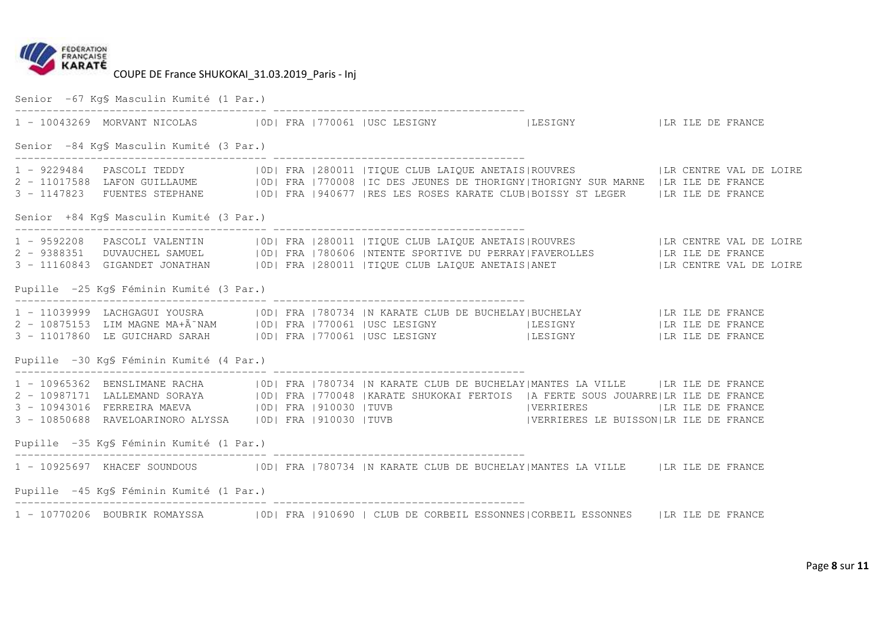COUPE DE France SHUKOKAI_31.03.2019_Paris - Inj

Senior -67 Kg§ Masculin Kumité (1 Par.)

```
----------------------------------------- ----------------------------------------
1 - 10043269  MORVANT NICOLAS          |0D| FRA |770061 |USC LESIGNY              |LESIGNY              |LR ILE DE FRANCE
```

Senior -84 Kg§ Masculin Kumité (3 Par.)

```
----------------------------------------- ----------------------------------------
1 - 9229484   PASCOLI TEDDY            |0D| FRA |280011 |TIQUE CLUB LAIQUE ANETAIS|ROUVRES              |LR CENTRE VAL DE LOIRE
2 - 11017588  LAFON GUILLAUME          |0D| FRA |770008 |IC DES JEUNES DE THORIGNY|THORIGNY SUR MARNE   |LR ILE DE FRANCE
3 - 1147823   FUENTES STEPHANE         |0D| FRA |940677 |RES LES ROSES KARATE CLUB|BOISSY ST LEGER      |LR ILE DE FRANCE
```

Senior +84 Kg§ Masculin Kumité (3 Par.)

```
----------------------------------------- ----------------------------------------
1 - 9592208   PASCOLI VALENTIN         |0D| FRA |280011 |TIQUE CLUB LAIQUE ANETAIS|ROUVRES              |LR CENTRE VAL DE LOIRE
2 - 9388351   DUVAUCHEL SAMUEL         |0D| FRA |780606 |NTENTE SPORTIVE DU PERRAY|FAVEROLLES           |LR ILE DE FRANCE
3 - 11160843  GIGANDET JONATHAN        |0D| FRA |280011 |TIQUE CLUB LAIQUE ANETAIS|ANET                 |LR CENTRE VAL DE LOIRE
```

Pupille -25 Kg§ Féminin Kumité (3 Par.)

```
----------------------------------------- ----------------------------------------
1 - 11039999  LACHGAGUI YOUSRA         |0D| FRA |780734 |N KARATE CLUB DE BUCHELAY|BUCHELAY             |LR ILE DE FRANCE
2 - 10875153  LIM MAGNE MA+Ã¯NAM       |0D| FRA |770061 |USC LESIGNY              |LESIGNY              |LR ILE DE FRANCE
3 - 11017860  LE GUICHARD SARAH        |0D| FRA |770061 |USC LESIGNY              |LESIGNY              |LR ILE DE FRANCE
```

Pupille -30 Kg§ Féminin Kumité (4 Par.)

```
----------------------------------------- ----------------------------------------
1 - 10965362  BENSLIMANE RACHA         |0D| FRA |780734 |N KARATE CLUB DE BUCHELAY|MANTES LA VILLE      |LR ILE DE FRANCE
2 - 10987171  LALLEMAND SORAYA         |0D| FRA |770048 |KARATE SHUKOKAI FERTOIS  |A FERTE SOUS JOUARRE|LR ILE DE FRANCE
3 - 10943016  FERREIRA MAEVA           |0D| FRA |910030 |TUVB                     |VERRIERES            |LR ILE DE FRANCE
3 - 10850688  RAVELOARINORO ALYSSA     |0D| FRA |910030 |TUVB                     |VERRIERES LE BUISSON|LR ILE DE FRANCE
```

Pupille -35 Kg§ Féminin Kumité (1 Par.)

```
----------------------------------------- ----------------------------------------
1 - 10925697  KHACEF SOUNDOUS          |0D| FRA |780734 |N KARATE CLUB DE BUCHELAY|MANTES LA VILLE      |LR ILE DE FRANCE
```

Pupille -45 Kg§ Féminin Kumité (1 Par.)

```
----------------------------------------- ----------------------------------------
1 - 10770206  BOUBRIK ROMAYSSA         |0D| FRA |910690 | CLUB DE CORBEIL ESSONNES|CORBEIL ESSONNES     |LR ILE DE FRANCE
```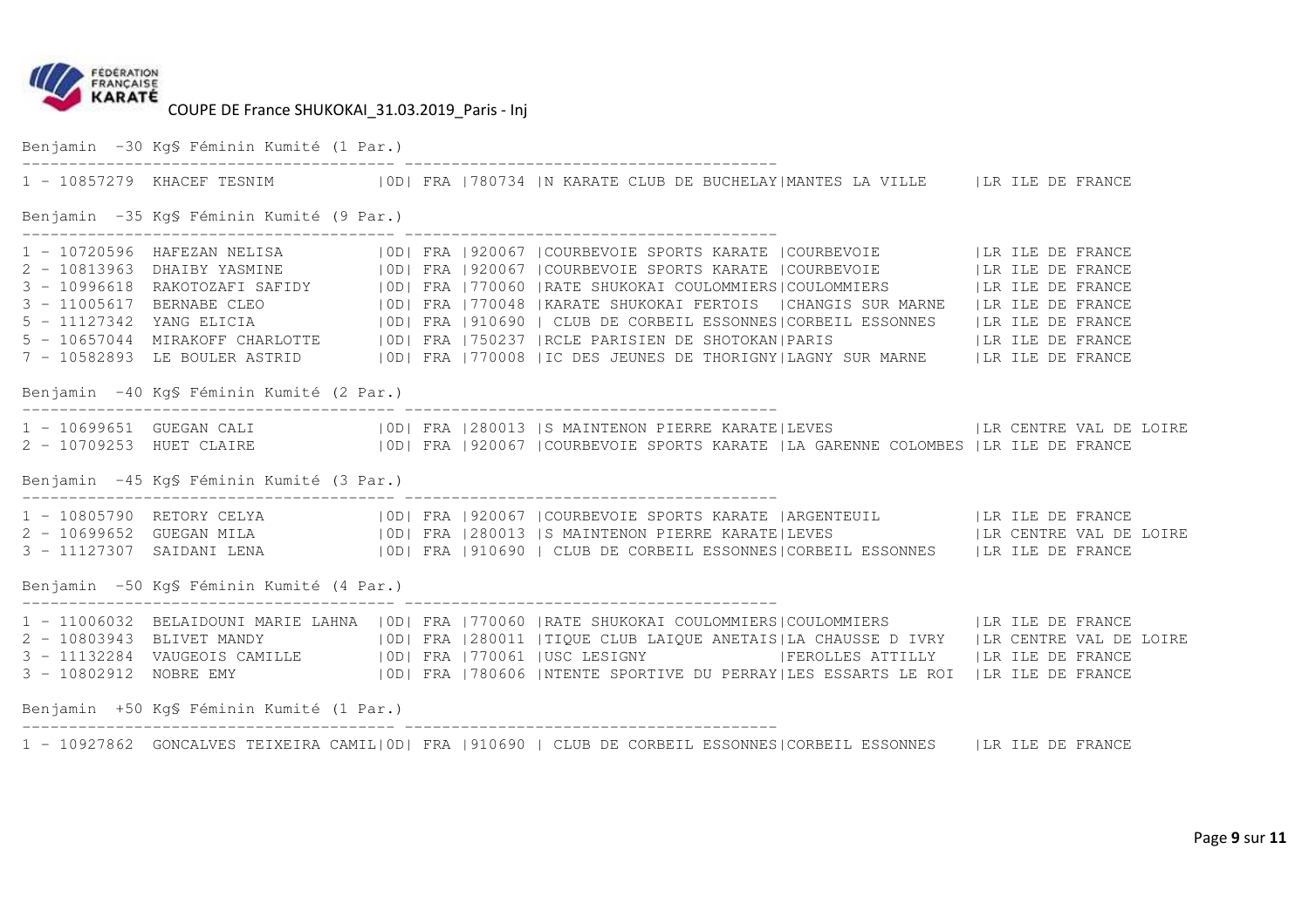COUPE DE France SHUKOKAI_31.03.2019_Paris - Inj

Benjamin -30 Kg§ Féminin Kumité (1 Par.)

```
1 - 10857279  KHACEF TESNIM           |0D| FRA |780734 |N KARATE CLUB DE BUCHELAY|MANTES LA VILLE     |LR ILE DE FRANCE
```

Benjamin -35 Kg§ Féminin Kumité (9 Par.)

```
1 - 10720596  HAFEZAN NELISA          |0D| FRA |920067 |COURBEVOIE SPORTS KARATE |COURBEVOIE          |LR ILE DE FRANCE
2 - 10813963  DHAIBY YASMINE          |0D| FRA |920067 |COURBEVOIE SPORTS KARATE |COURBEVOIE          |LR ILE DE FRANCE
3 - 10996618  RAKOTOZAFI SAFIDY       |0D| FRA |770060 |RATE SHUKOKAI COULOMMIERS|COULOMMIERS         |LR ILE DE FRANCE
3 - 11005617  BERNABE CLEO            |0D| FRA |770048 |KARATE SHUKOKAI FERTOIS  |CHANGIS SUR MARNE   |LR ILE DE FRANCE
5 - 11127342  YANG ELICIA             |0D| FRA |910690 | CLUB DE CORBEIL ESSONNES|CORBEIL ESSONNES    |LR ILE DE FRANCE
5 - 10657044  MIRAKOFF CHARLOTTE      |0D| FRA |750237 |RCLE PARISIEN DE SHOTOKAN|PARIS               |LR ILE DE FRANCE
7 - 10582893  LE BOULER ASTRID        |0D| FRA |770008 |IC DES JEUNES DE THORIGNY|LAGNY SUR MARNE     |LR ILE DE FRANCE
```

Benjamin -40 Kg§ Féminin Kumité (2 Par.)

```
1 - 10699651  GUEGAN CALI             |0D| FRA |280013 |S MAINTENON PIERRE KARATE|LEVES               |LR CENTRE VAL DE LOIRE
2 - 10709253  HUET CLAIRE             |0D| FRA |920067 |COURBEVOIE SPORTS KARATE |LA GARENNE COLOMBES |LR ILE DE FRANCE
```

Benjamin -45 Kg§ Féminin Kumité (3 Par.)

```
1 - 10805790  RETORY CELYA            |0D| FRA |920067 |COURBEVOIE SPORTS KARATE |ARGENTEUIL          |LR ILE DE FRANCE
2 - 10699652  GUEGAN MILA             |0D| FRA |280013 |S MAINTENON PIERRE KARATE|LEVES               |LR CENTRE VAL DE LOIRE
3 - 11127307  SAIDANI LENA            |0D| FRA |910690 | CLUB DE CORBEIL ESSONNES|CORBEIL ESSONNES    |LR ILE DE FRANCE
```

Benjamin -50 Kg§ Féminin Kumité (4 Par.)

```
1 - 11006032  BELAIDOUNI MARIE LAHNA  |0D| FRA |770060 |RATE SHUKOKAI COULOMMIERS|COULOMMIERS         |LR ILE DE FRANCE
2 - 10803943  BLIVET MANDY            |0D| FRA |280011 |TIQUE CLUB LAIQUE ANETAIS|LA CHAUSSE D IVRY   |LR CENTRE VAL DE LOIRE
3 - 11132284  VAUGEOIS CAMILLE        |0D| FRA |770061 |USC LESIGNY              |FEROLLES ATTILLY    |LR ILE DE FRANCE
3 - 10802912  NOBRE EMY               |0D| FRA |780606 |NTENTE SPORTIVE DU PERRAY|LES ESSARTS LE ROI  |LR ILE DE FRANCE
```

Benjamin +50 Kg§ Féminin Kumité (1 Par.)

```
1 - 10927862  GONCALVES TEIXEIRA CAMIL|0D| FRA |910690 | CLUB DE CORBEIL ESSONNES|CORBEIL ESSONNES    |LR ILE DE FRANCE
```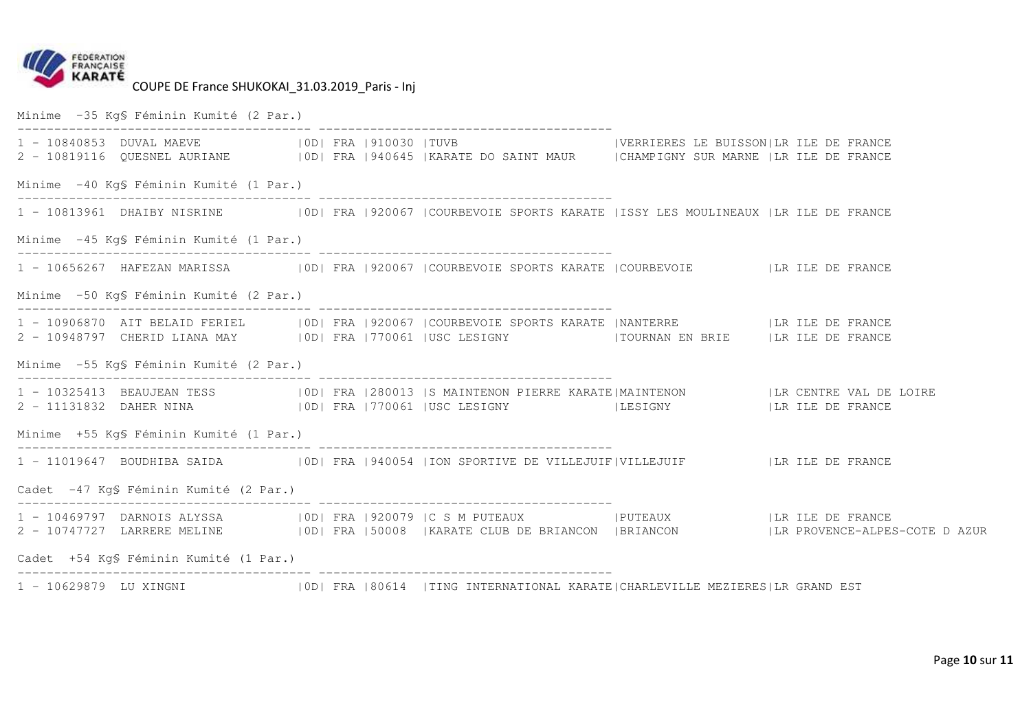COUPE DE France SHUKOKAI_31.03.2019_Paris - Inj

Minime -35 Kg§ Féminin Kumité (2 Par.)

```
1 - 10840853  DUVAL MAEVE            |0D| FRA |910030 |TUVB                        |VERRIERES LE BUISSON|LR ILE DE FRANCE
2 - 10819116  QUESNEL AURIANE        |0D| FRA |940645 |KARATE DO SAINT MAUR        |CHAMPIGNY SUR MARNE |LR ILE DE FRANCE
```

Minime -40 Kg§ Féminin Kumité (1 Par.)

```
1 - 10813961  DHAIBY NISRINE         |0D| FRA |920067 |COURBEVOIE SPORTS KARATE |ISSY LES MOULINEAUX |LR ILE DE FRANCE
```

Minime -45 Kg§ Féminin Kumité (1 Par.)

```
1 - 10656267  HAFEZAN MARISSA        |0D| FRA |920067 |COURBEVOIE SPORTS KARATE |COURBEVOIE          |LR ILE DE FRANCE
```

Minime -50 Kg§ Féminin Kumité (2 Par.)

```
1 - 10906870  AIT BELAID FERIEL      |0D| FRA |920067 |COURBEVOIE SPORTS KARATE |NANTERRE            |LR ILE DE FRANCE
2 - 10948797  CHERID LIANA MAY       |0D| FRA |770061 |USC LESIGNY              |TOURNAN EN BRIE     |LR ILE DE FRANCE
```

Minime -55 Kg§ Féminin Kumité (2 Par.)

```
1 - 10325413  BEAUJEAN TESS          |0D| FRA |280013 |S MAINTENON PIERRE KARATE|MAINTENON           |LR CENTRE VAL DE LOIRE
2 - 11131832  DAHER NINA             |0D| FRA |770061 |USC LESIGNY              |LESIGNY             |LR ILE DE FRANCE
```

Minime +55 Kg§ Féminin Kumité (1 Par.)

```
1 - 11019647  BOUDHIBA SAIDA         |0D| FRA |940054 |ION SPORTIVE DE VILLEJUIF|VILLEJUIF           |LR ILE DE FRANCE
```

Cadet -47 Kg§ Féminin Kumité (2 Par.)

```
1 - 10469797  DARNOIS ALYSSA         |0D| FRA |920079 |C S M PUTEAUX            |PUTEAUX             |LR ILE DE FRANCE
2 - 10747727  LARRERE MELINE         |0D| FRA |50008  |KARATE CLUB DE BRIANCON  |BRIANCON            |LR PROVENCE-ALPES-COTE D AZUR
```

Cadet +54 Kg§ Féminin Kumité (1 Par.)

```
1 - 10629879  LU XINGNI              |0D| FRA |80614  |TING INTERNATIONAL KARATE|CHARLEVILLE MEZIERES|LR GRAND EST
```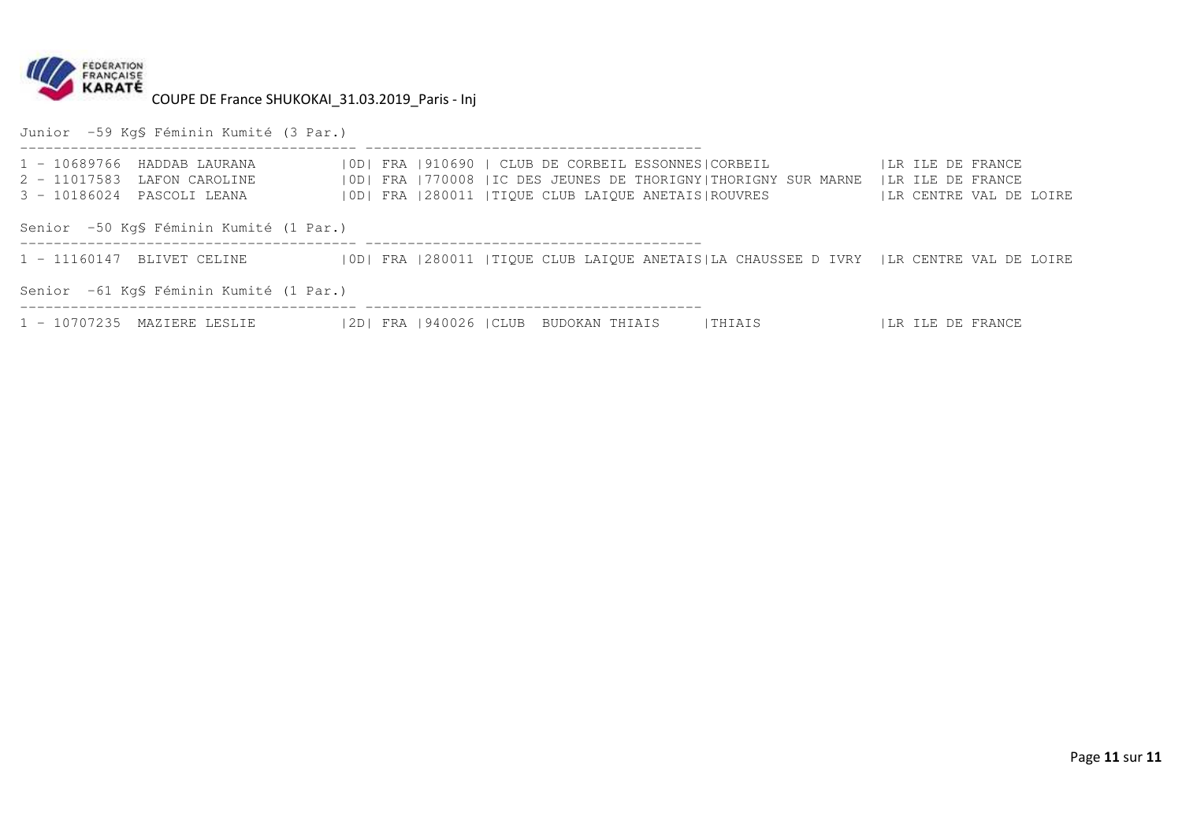COUPE DE France SHUKOKAI_31.03.2019_Paris - Inj

Junior -59 Kg§ Féminin Kumité (3 Par.)

| | | | | | | | | | |
|---|---|---|---|---|---|---|---|---|---|
| 1 | 10689766 | HADDAB LAURANA | 0D | FRA | 910690 | CLUB DE CORBEIL ESSONNES | CORBEIL | LR ILE DE FRANCE |
| 2 | 11017583 | LAFON CAROLINE | 0D | FRA | 770008 | IC DES JEUNES DE THORIGNY | THORIGNY SUR MARNE | LR ILE DE FRANCE |
| 3 | 10186024 | PASCOLI LEANA | 0D | FRA | 280011 | TIQUE CLUB LAIQUE ANETAIS | ROUVRES | LR CENTRE VAL DE LOIRE |

Senior -50 Kg§ Féminin Kumité (1 Par.)

| | | | | | | | | | |
|---|---|---|---|---|---|---|---|---|---|
| 1 | 11160147 | BLIVET CELINE | 0D | FRA | 280011 | TIQUE CLUB LAIQUE ANETAIS | LA CHAUSSEE D IVRY | LR CENTRE VAL DE LOIRE |

Senior -61 Kg§ Féminin Kumité (1 Par.)

| | | | | | | | | | |
|---|---|---|---|---|---|---|---|---|---|
| 1 | 10707235 | MAZIERE LESLIE | 2D | FRA | 940026 | CLUB BUDOKAN THIAIS | THIAIS | LR ILE DE FRANCE |